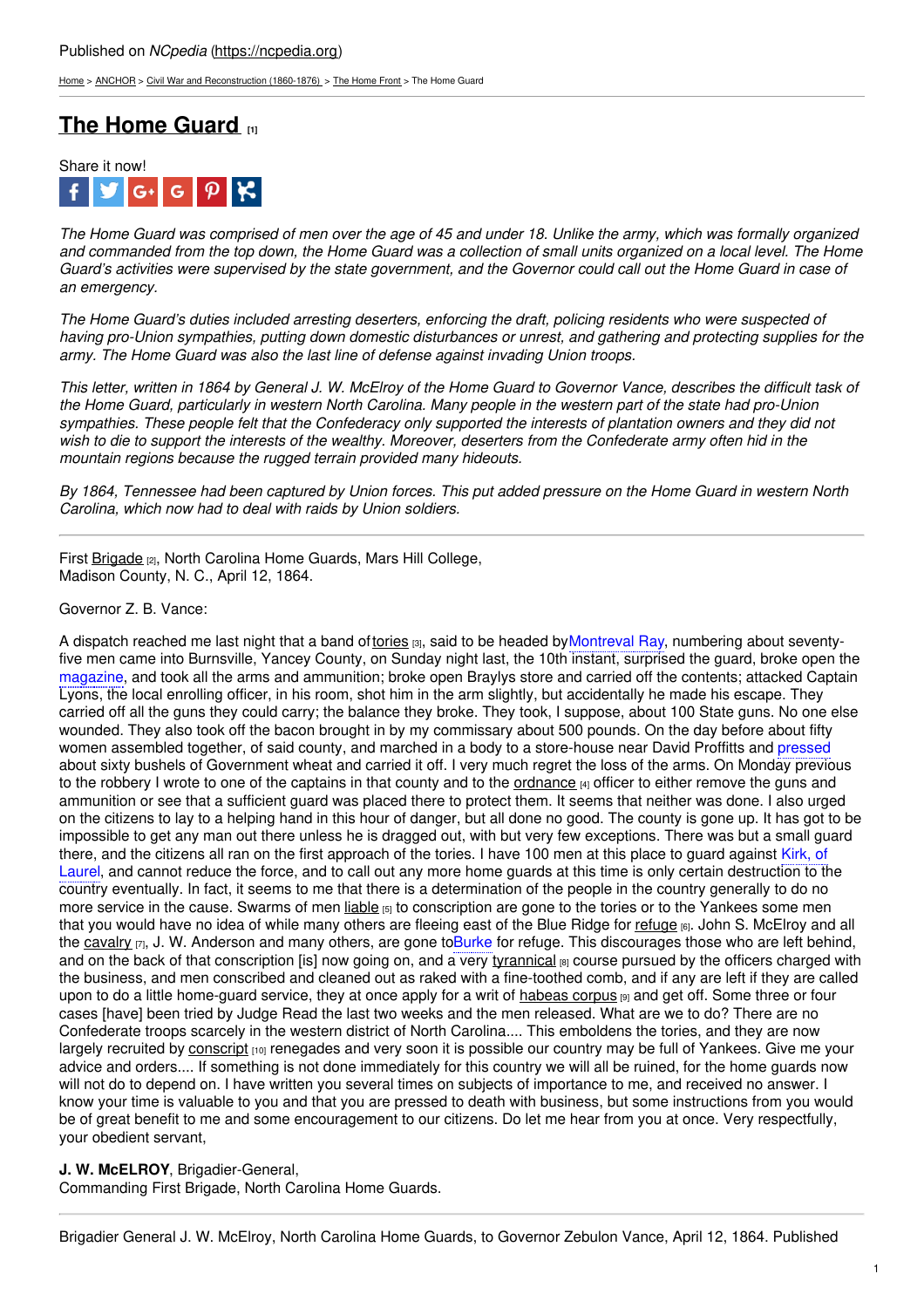Published on *NCpedia* (https://ncpedia.org)

Home > ANCHOR > Civil War and Reconstruction (1860-1876) > The Home Front > The Home Guard

# The Home Guard [1]

Share it now!

*The Home Guard was comprised of men over the age of 45 and under 18. Unlike the army, which was formally organized and commanded from the top down, the Home Guard was a collection of small units organized on a local level. The Home Guard's activities were supervised by the state government, and the Governor could call out the Home Guard in case of an emergency.*

*The Home Guard's duties included arresting deserters, enforcing the draft, policing residents who were suspected of having pro-Union sympathies, putting down domestic disturbances or unrest, and gathering and protecting supplies for the army. The Home Guard was also the last line of defense against invading Union troops.*

*This letter, written in 1864 by General J. W. McElroy of the Home Guard to Governor Vance, describes the difficult task of the Home Guard, particularly in western North Carolina. Many people in the western part of the state had pro-Union sympathies. These people felt that the Confederacy only supported the interests of plantation owners and they did not wish to die to support the interests of the wealthy. Moreover, deserters from the Confederate army often hid in the mountain regions because the rugged terrain provided many hideouts.*

*By 1864, Tennessee had been captured by Union forces. This put added pressure on the Home Guard in western North Carolina, which now had to deal with raids by Union soldiers.*

---

First Brigade [2], North Carolina Home Guards, Mars Hill College,
Madison County, N. C., April 12, 1864.

Governor Z. B. Vance:

A dispatch reached me last night that a band of tories [3], said to be headed by Montreval Ray, numbering about seventy-five men came into Burnsville, Yancey County, on Sunday night last, the 10th instant, surprised the guard, broke open the magazine, and took all the arms and ammunition; broke open Braylys store and carried off the contents; attacked Captain Lyons, the local enrolling officer, in his room, shot him in the arm slightly, but accidentally he made his escape. They carried off all the guns they could carry; the balance they broke. They took, I suppose, about 100 State guns. No one else wounded. They also took off the bacon brought in by my commissary about 500 pounds. On the day before about fifty women assembled together, of said county, and marched in a body to a store-house near David Proffitts and pressed about sixty bushels of Government wheat and carried it off. I very much regret the loss of the arms. On Monday previous to the robbery I wrote to one of the captains in that county and to the ordnance [4] officer to either remove the guns and ammunition or see that a sufficient guard was placed there to protect them. It seems that neither was done. I also urged on the citizens to lay to a helping hand in this hour of danger, but all done no good. The county is gone up. It has got to be impossible to get any man out there unless he is dragged out, with but very few exceptions. There was but a small guard there, and the citizens all ran on the first approach of the tories. I have 100 men at this place to guard against Kirk, of Laurel, and cannot reduce the force, and to call out any more home guards at this time is only certain destruction to the country eventually. In fact, it seems to me that there is a determination of the people in the country generally to do no more service in the cause. Swarms of men liable [5] to conscription are gone to the tories or to the Yankees some men that you would have no idea of while many others are fleeing east of the Blue Ridge for refuge [6]. John S. McElroy and all the cavalry [7], J. W. Anderson and many others, are gone to Burke for refuge. This discourages those who are left behind, and on the back of that conscription [is] now going on, and a very tyrannical [8] course pursued by the officers charged with the business, and men conscribed and cleaned out as raked with a fine-toothed comb, and if any are left if they are called upon to do a little home-guard service, they at once apply for a writ of habeas corpus [9] and get off. Some three or four cases [have] been tried by Judge Read the last two weeks and the men released. What are we to do? There are no Confederate troops scarcely in the western district of North Carolina.... This emboldens the tories, and they are now largely recruited by conscript [10] renegades and very soon it is possible our country may be full of Yankees. Give me your advice and orders.... If something is not done immediately for this country we will all be ruined, for the home guards now will not do to depend on. I have written you several times on subjects of importance to me, and received no answer. I know your time is valuable to you and that you are pressed to death with business, but some instructions from you would be of great benefit to me and some encouragement to our citizens. Do let me hear from you at once. Very respectfully, your obedient servant,

**J. W. McELROY**, Brigadier-General,
Commanding First Brigade, North Carolina Home Guards.

---

Brigadier General J. W. McElroy, North Carolina Home Guards, to Governor Zebulon Vance, April 12, 1864. Published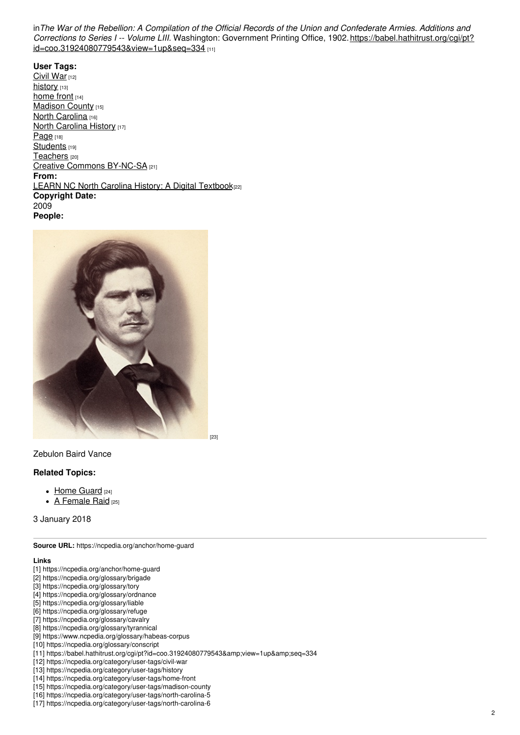in *The War of the Rebellion: A Compilation of the Official Records of the Union and Confederate Armies. Additions and Corrections to Series I -- Volume LIII.* Washington: Government Printing Office, 1902. https://babel.hathitrust.org/cgi/pt?id=coo.31924080779543&view=1up&seq=334 [11]

**User Tags:**
Civil War [12]
history [13]
home front [14]
Madison County [15]
North Carolina [16]
North Carolina History [17]
Page [18]
Students [19]
Teachers [20]
Creative Commons BY-NC-SA [21]
**From:**
LEARN NC North Carolina History: A Digital Textbook [22]
**Copyright Date:**
2009
**People:**

[23]

Zebulon Baird Vance

**Related Topics:**

- Home Guard [24]
- A Female Raid [25]

3 January 2018

**Source URL:** https://ncpedia.org/anchor/home-guard

**Links**
[1] https://ncpedia.org/anchor/home-guard
[2] https://ncpedia.org/glossary/brigade
[3] https://ncpedia.org/glossary/tory
[4] https://ncpedia.org/glossary/ordnance
[5] https://ncpedia.org/glossary/liable
[6] https://ncpedia.org/glossary/refuge
[7] https://ncpedia.org/glossary/cavalry
[8] https://ncpedia.org/glossary/tyrannical
[9] https://www.ncpedia.org/glossary/habeas-corpus
[10] https://ncpedia.org/glossary/conscript
[11] https://babel.hathitrust.org/cgi/pt?id=coo.31924080779543&amp;view=1up&amp;seq=334
[12] https://ncpedia.org/category/user-tags/civil-war
[13] https://ncpedia.org/category/user-tags/history
[14] https://ncpedia.org/category/user-tags/home-front
[15] https://ncpedia.org/category/user-tags/madison-county
[16] https://ncpedia.org/category/user-tags/north-carolina-5
[17] https://ncpedia.org/category/user-tags/north-carolina-6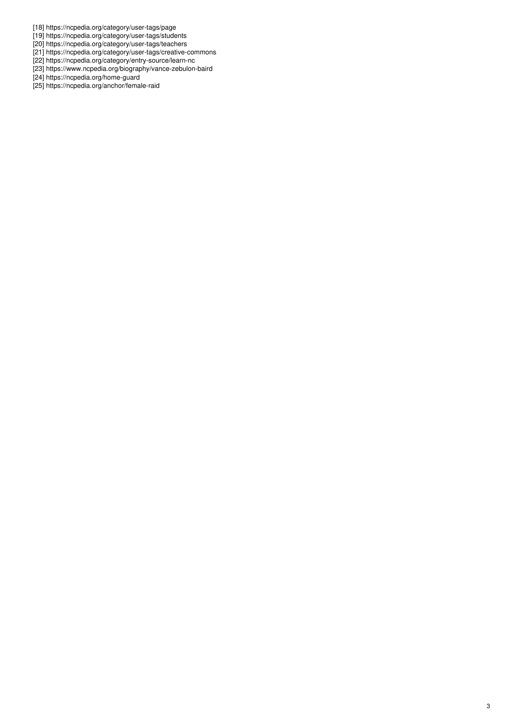[18] https://ncpedia.org/category/user-tags/page
[19] https://ncpedia.org/category/user-tags/students
[20] https://ncpedia.org/category/user-tags/teachers
[21] https://ncpedia.org/category/user-tags/creative-commons
[22] https://ncpedia.org/category/entry-source/learn-nc
[23] https://www.ncpedia.org/biography/vance-zebulon-baird
[24] https://ncpedia.org/home-guard
[25] https://ncpedia.org/anchor/female-raid